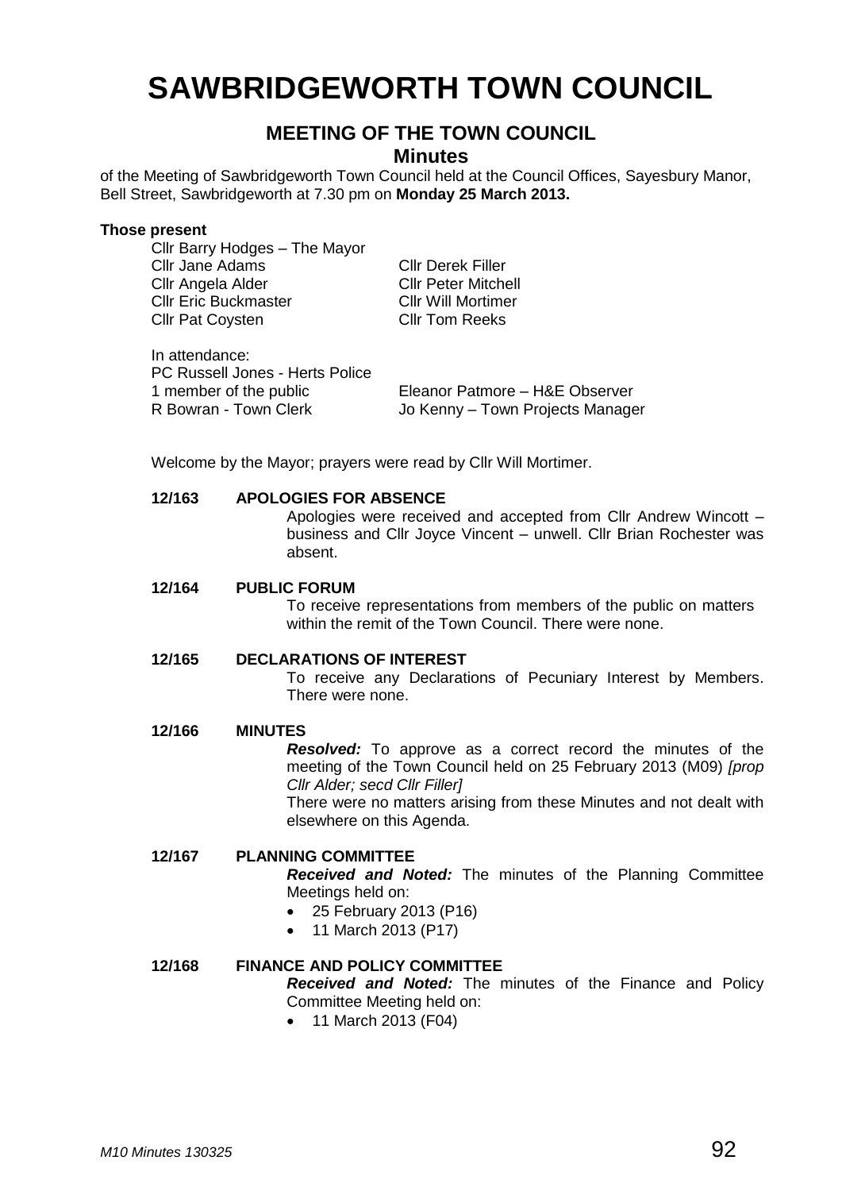# SAWBRIDGEWORTH TOWN COUNCIL

## MEETING OF THE TOWN COUNCIL

### Minutes

of the Meeting of Sawbridgeworth Town Council held at the Council Offices, Sayesbury Manor, Bell Street, Sawbridgeworth at 7.30 pm on **Monday 25 March 2013.**

**Those present**

Cllr Barry Hodges – The Mayor
Cllr Jane Adams
Cllr Angela Alder
Cllr Eric Buckmaster
Cllr Pat Coysten
Cllr Derek Filler
Cllr Peter Mitchell
Cllr Will Mortimer
Cllr Tom Reeks

In attendance:
PC Russell Jones - Herts Police
1 member of the public
R Bowran - Town Clerk
Eleanor Patmore – H&E Observer
Jo Kenny – Town Projects Manager

Welcome by the Mayor; prayers were read by Cllr Will Mortimer.

**12/163 APOLOGIES FOR ABSENCE**

Apologies were received and accepted from Cllr Andrew Wincott – business and Cllr Joyce Vincent – unwell. Cllr Brian Rochester was absent.

**12/164 PUBLIC FORUM**

To receive representations from members of the public on matters within the remit of the Town Council. There were none.

**12/165 DECLARATIONS OF INTEREST**

To receive any Declarations of Pecuniary Interest by Members. There were none.

**12/166 MINUTES**

***Resolved:*** To approve as a correct record the minutes of the meeting of the Town Council held on 25 February 2013 (M09) *[prop Cllr Alder; secd Cllr Filler]*

There were no matters arising from these Minutes and not dealt with elsewhere on this Agenda.

**12/167 PLANNING COMMITTEE**

***Received and Noted:*** The minutes of the Planning Committee Meetings held on:

- 25 February 2013 (P16)
- 11 March 2013 (P17)

**12/168 FINANCE AND POLICY COMMITTEE**

***Received and Noted:*** The minutes of the Finance and Policy Committee Meeting held on:

- 11 March 2013 (F04)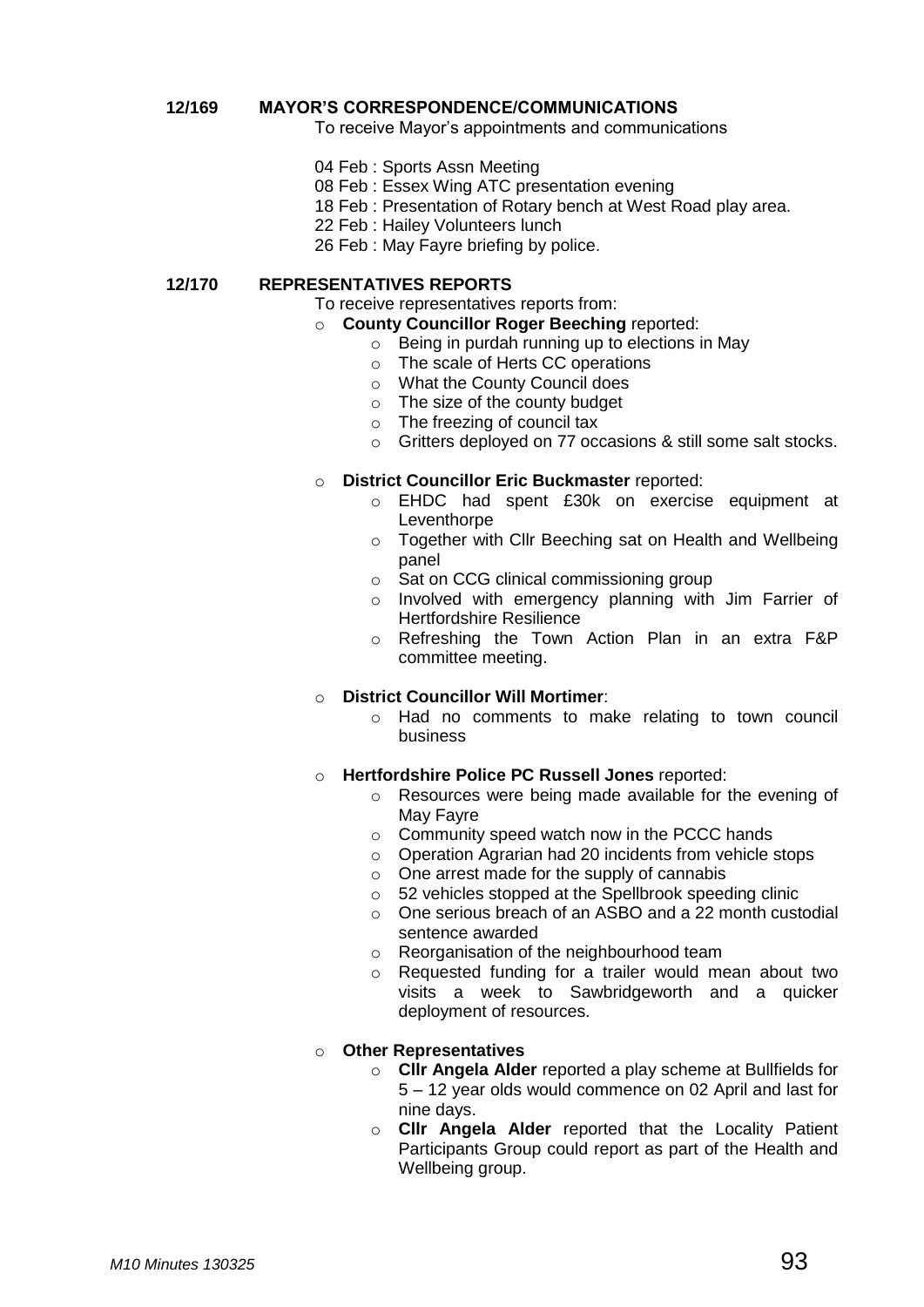**12/169 MAYOR'S CORRESPONDENCE/COMMUNICATIONS**

To receive Mayor's appointments and communications

04 Feb : Sports Assn Meeting
08 Feb : Essex Wing ATC presentation evening
18 Feb : Presentation of Rotary bench at West Road play area.
22 Feb : Hailey Volunteers lunch
26 Feb : May Fayre briefing by police.

**12/170 REPRESENTATIVES REPORTS**

To receive representatives reports from:

- **County Councillor Roger Beeching** reported:
  - Being in purdah running up to elections in May
  - The scale of Herts CC operations
  - What the County Council does
  - The size of the county budget
  - The freezing of council tax
  - Gritters deployed on 77 occasions & still some salt stocks.

- **District Councillor Eric Buckmaster** reported:
  - EHDC had spent £30k on exercise equipment at Leventhorpe
  - Together with Cllr Beeching sat on Health and Wellbeing panel
  - Sat on CCG clinical commissioning group
  - Involved with emergency planning with Jim Farrier of Hertfordshire Resilience
  - Refreshing the Town Action Plan in an extra F&P committee meeting.

- **District Councillor Will Mortimer**:
  - Had no comments to make relating to town council business

- **Hertfordshire Police PC Russell Jones** reported:
  - Resources were being made available for the evening of May Fayre
  - Community speed watch now in the PCCC hands
  - Operation Agrarian had 20 incidents from vehicle stops
  - One arrest made for the supply of cannabis
  - 52 vehicles stopped at the Spellbrook speeding clinic
  - One serious breach of an ASBO and a 22 month custodial sentence awarded
  - Reorganisation of the neighbourhood team
  - Requested funding for a trailer would mean about two visits a week to Sawbridgeworth and a quicker deployment of resources.

- **Other Representatives**
  - **Cllr Angela Alder** reported a play scheme at Bullfields for 5 – 12 year olds would commence on 02 April and last for nine days.
  - **Cllr Angela Alder** reported that the Locality Patient Participants Group could report as part of the Health and Wellbeing group.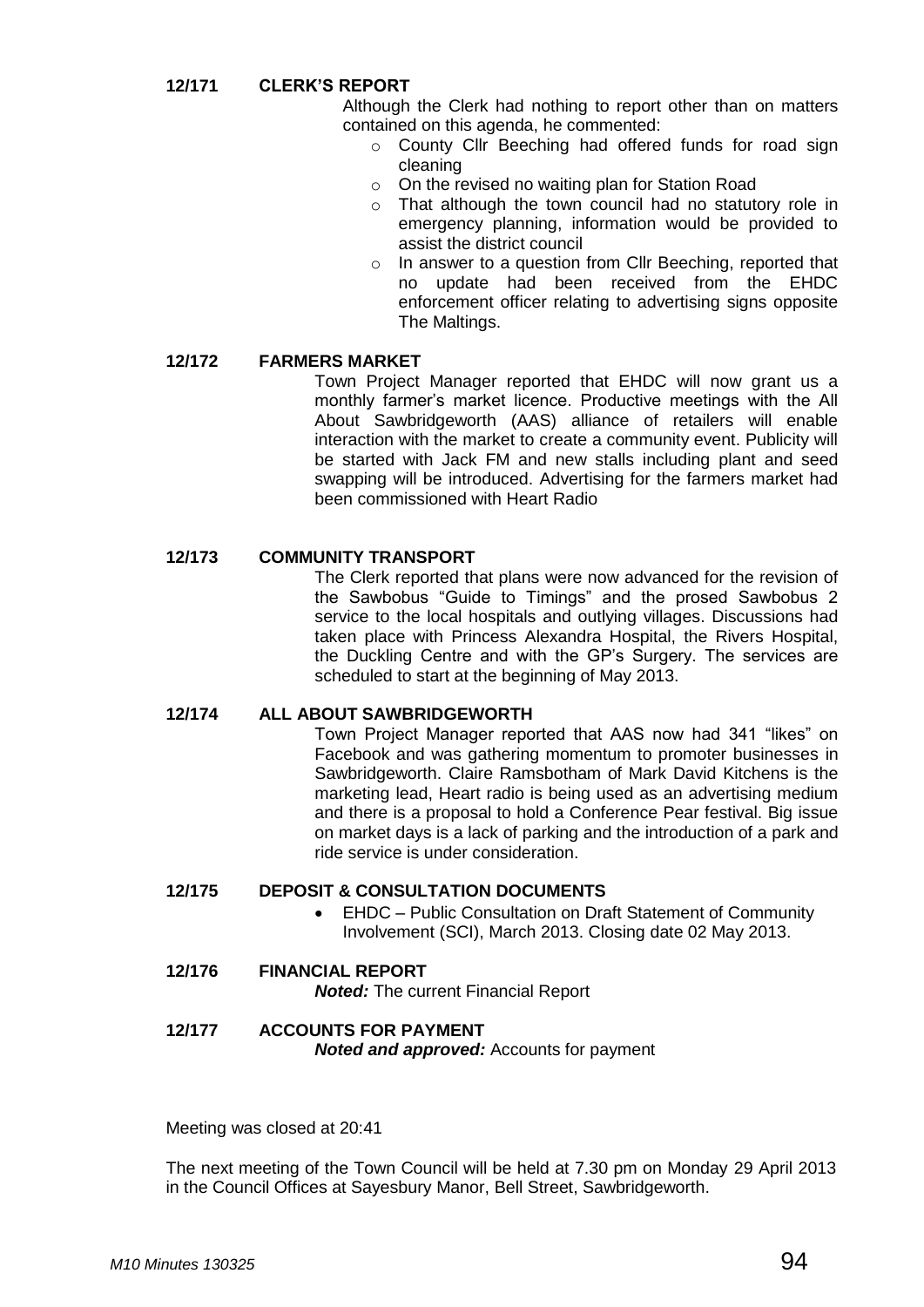**12/171 CLERK'S REPORT**

Although the Clerk had nothing to report other than on matters contained on this agenda, he commented:

- County Cllr Beeching had offered funds for road sign cleaning
- On the revised no waiting plan for Station Road
- That although the town council had no statutory role in emergency planning, information would be provided to assist the district council
- In answer to a question from Cllr Beeching, reported that no update had been received from the EHDC enforcement officer relating to advertising signs opposite The Maltings.

**12/172 FARMERS MARKET**

Town Project Manager reported that EHDC will now grant us a monthly farmer's market licence. Productive meetings with the All About Sawbridgeworth (AAS) alliance of retailers will enable interaction with the market to create a community event. Publicity will be started with Jack FM and new stalls including plant and seed swapping will be introduced. Advertising for the farmers market had been commissioned with Heart Radio

**12/173 COMMUNITY TRANSPORT**

The Clerk reported that plans were now advanced for the revision of the Sawbobus "Guide to Timings" and the prosed Sawbobus 2 service to the local hospitals and outlying villages. Discussions had taken place with Princess Alexandra Hospital, the Rivers Hospital, the Duckling Centre and with the GP's Surgery. The services are scheduled to start at the beginning of May 2013.

**12/174 ALL ABOUT SAWBRIDGEWORTH**

Town Project Manager reported that AAS now had 341 "likes" on Facebook and was gathering momentum to promoter businesses in Sawbridgeworth. Claire Ramsbotham of Mark David Kitchens is the marketing lead, Heart radio is being used as an advertising medium and there is a proposal to hold a Conference Pear festival. Big issue on market days is a lack of parking and the introduction of a park and ride service is under consideration.

**12/175 DEPOSIT & CONSULTATION DOCUMENTS**

- EHDC – Public Consultation on Draft Statement of Community Involvement (SCI), March 2013. Closing date 02 May 2013.

**12/176 FINANCIAL REPORT**

***Noted:*** The current Financial Report

**12/177 ACCOUNTS FOR PAYMENT**

***Noted and approved:*** Accounts for payment

Meeting was closed at 20:41

The next meeting of the Town Council will be held at 7.30 pm on Monday 29 April 2013 in the Council Offices at Sayesbury Manor, Bell Street, Sawbridgeworth.